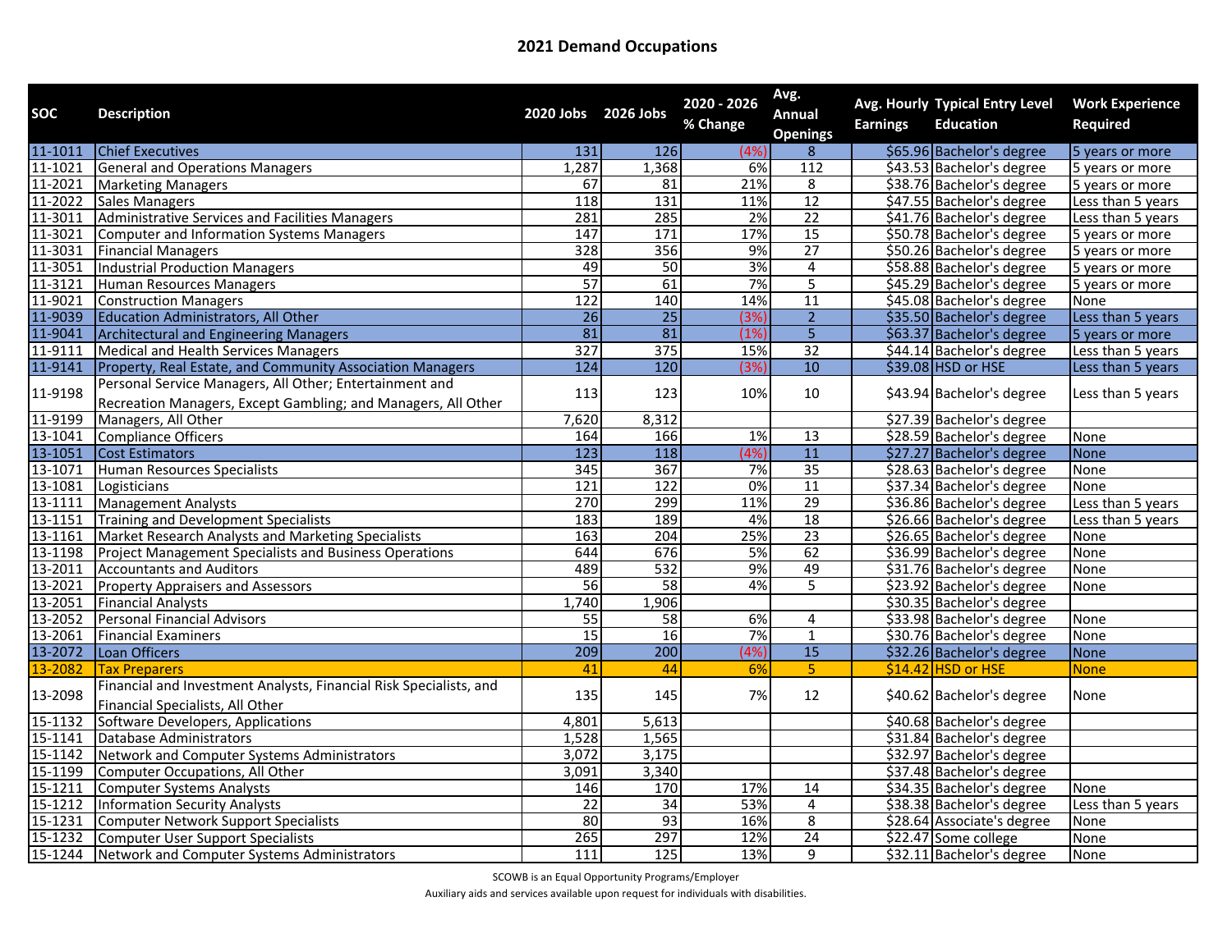# 2021 Demand Occupations

| SOC | Description | 2020 Jobs | 2026 Jobs | 2020 - 2026 % Change | Avg. Annual Openings | Avg. Hourly Earnings | Typical Entry Level Education | Work Experience Required |
|---|---|---|---|---|---|---|---|---|
| 11-1011 | Chief Executives | 131 | 126 | (4%) | 8 | $65.96 | Bachelor's degree | 5 years or more |
| 11-1021 | General and Operations Managers | 1,287 | 1,368 | 6% | 112 | $43.53 | Bachelor's degree | 5 years or more |
| 11-2021 | Marketing Managers | 67 | 81 | 21% | 8 | $38.76 | Bachelor's degree | 5 years or more |
| 11-2022 | Sales Managers | 118 | 131 | 11% | 12 | $47.55 | Bachelor's degree | Less than 5 years |
| 11-3011 | Administrative Services and Facilities Managers | 281 | 285 | 2% | 22 | $41.76 | Bachelor's degree | Less than 5 years |
| 11-3021 | Computer and Information Systems Managers | 147 | 171 | 17% | 15 | $50.78 | Bachelor's degree | 5 years or more |
| 11-3031 | Financial Managers | 328 | 356 | 9% | 27 | $50.26 | Bachelor's degree | 5 years or more |
| 11-3051 | Industrial Production Managers | 49 | 50 | 3% | 4 | $58.88 | Bachelor's degree | 5 years or more |
| 11-3121 | Human Resources Managers | 57 | 61 | 7% | 5 | $45.29 | Bachelor's degree | 5 years or more |
| 11-9021 | Construction Managers | 122 | 140 | 14% | 11 | $45.08 | Bachelor's degree | None |
| 11-9039 | Education Administrators, All Other | 26 | 25 | (3%) | 2 | $35.50 | Bachelor's degree | Less than 5 years |
| 11-9041 | Architectural and Engineering Managers | 81 | 81 | (1%) | 5 | $63.37 | Bachelor's degree | 5 years or more |
| 11-9111 | Medical and Health Services Managers | 327 | 375 | 15% | 32 | $44.14 | Bachelor's degree | Less than 5 years |
| 11-9141 | Property, Real Estate, and Community Association Managers | 124 | 120 | (3%) | 10 | $39.08 | HSD or HSE | Less than 5 years |
| 11-9198 | Personal Service Managers, All Other; Entertainment and Recreation Managers, Except Gambling; and Managers, All Other | 113 | 123 | 10% | 10 | $43.94 | Bachelor's degree | Less than 5 years |
| 11-9199 | Managers, All Other | 7,620 | 8,312 | | | $27.39 | Bachelor's degree | |
| 13-1041 | Compliance Officers | 164 | 166 | 1% | 13 | $28.59 | Bachelor's degree | None |
| 13-1051 | Cost Estimators | 123 | 118 | (4%) | 11 | $27.27 | Bachelor's degree | None |
| 13-1071 | Human Resources Specialists | 345 | 367 | 7% | 35 | $28.63 | Bachelor's degree | None |
| 13-1081 | Logisticians | 121 | 122 | 0% | 11 | $37.34 | Bachelor's degree | None |
| 13-1111 | Management Analysts | 270 | 299 | 11% | 29 | $36.86 | Bachelor's degree | Less than 5 years |
| 13-1151 | Training and Development Specialists | 183 | 189 | 4% | 18 | $26.66 | Bachelor's degree | Less than 5 years |
| 13-1161 | Market Research Analysts and Marketing Specialists | 163 | 204 | 25% | 23 | $26.65 | Bachelor's degree | None |
| 13-1198 | Project Management Specialists and Business Operations | 644 | 676 | 5% | 62 | $36.99 | Bachelor's degree | None |
| 13-2011 | Accountants and Auditors | 489 | 532 | 9% | 49 | $31.76 | Bachelor's degree | None |
| 13-2021 | Property Appraisers and Assessors | 56 | 58 | 4% | 5 | $23.92 | Bachelor's degree | None |
| 13-2051 | Financial Analysts | 1,740 | 1,906 | | | $30.35 | Bachelor's degree | |
| 13-2052 | Personal Financial Advisors | 55 | 58 | 6% | 4 | $33.98 | Bachelor's degree | None |
| 13-2061 | Financial Examiners | 15 | 16 | 7% | 1 | $30.76 | Bachelor's degree | None |
| 13-2072 | Loan Officers | 209 | 200 | (4%) | 15 | $32.26 | Bachelor's degree | None |
| 13-2082 | Tax Preparers | 41 | 44 | 6% | 5 | $14.42 | HSD or HSE | None |
| 13-2098 | Financial and Investment Analysts, Financial Risk Specialists, and Financial Specialists, All Other | 135 | 145 | 7% | 12 | $40.62 | Bachelor's degree | None |
| 15-1132 | Software Developers, Applications | 4,801 | 5,613 | | | $40.68 | Bachelor's degree | |
| 15-1141 | Database Administrators | 1,528 | 1,565 | | | $31.84 | Bachelor's degree | |
| 15-1142 | Network and Computer Systems Administrators | 3,072 | 3,175 | | | $32.97 | Bachelor's degree | |
| 15-1199 | Computer Occupations, All Other | 3,091 | 3,340 | | | $37.48 | Bachelor's degree | |
| 15-1211 | Computer Systems Analysts | 146 | 170 | 17% | 14 | $34.35 | Bachelor's degree | None |
| 15-1212 | Information Security Analysts | 22 | 34 | 53% | 4 | $38.38 | Bachelor's degree | Less than 5 years |
| 15-1231 | Computer Network Support Specialists | 80 | 93 | 16% | 8 | $28.64 | Associate's degree | None |
| 15-1232 | Computer User Support Specialists | 265 | 297 | 12% | 24 | $22.47 | Some college | None |
| 15-1244 | Network and Computer Systems Administrators | 111 | 125 | 13% | 9 | $32.11 | Bachelor's degree | None |

SCOWB is an Equal Opportunity Programs/Employer

Auxiliary aids and services available upon request for individuals with disabilities.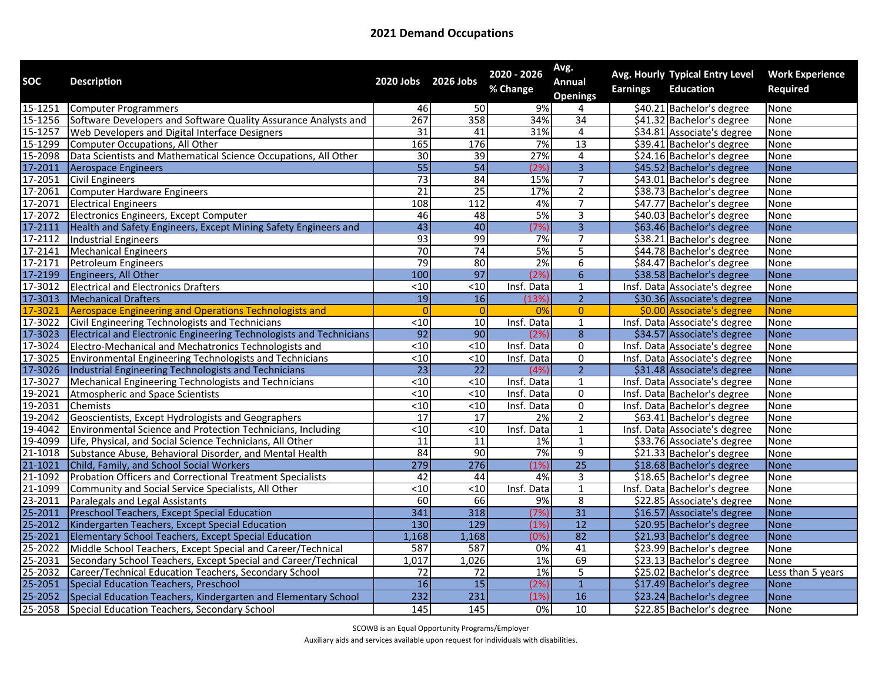## 2021 Demand Occupations

| SOC | Description | 2020 Jobs | 2026 Jobs | 2020 - 2026 % Change | Avg. Annual Openings | Avg. Hourly Earnings | Typical Entry Level Education | Work Experience Required |
|---|---|---|---|---|---|---|---|---|
| 15-1251 | Computer Programmers | 46 | 50 | 9% | 4 | $40.21 | Bachelor's degree | None |
| 15-1256 | Software Developers and Software Quality Assurance Analysts and | 267 | 358 | 34% | 34 | $41.32 | Bachelor's degree | None |
| 15-1257 | Web Developers and Digital Interface Designers | 31 | 41 | 31% | 4 | $34.81 | Associate's degree | None |
| 15-1299 | Computer Occupations, All Other | 165 | 176 | 7% | 13 | $39.41 | Bachelor's degree | None |
| 15-2098 | Data Scientists and Mathematical Science Occupations, All Other | 30 | 39 | 27% | 4 | $24.16 | Bachelor's degree | None |
| 17-2011 | Aerospace Engineers | 55 | 54 | (2%) | 3 | $45.52 | Bachelor's degree | None |
| 17-2051 | Civil Engineers | 73 | 84 | 15% | 7 | $43.01 | Bachelor's degree | None |
| 17-2061 | Computer Hardware Engineers | 21 | 25 | 17% | 2 | $38.73 | Bachelor's degree | None |
| 17-2071 | Electrical Engineers | 108 | 112 | 4% | 7 | $47.77 | Bachelor's degree | None |
| 17-2072 | Electronics Engineers, Except Computer | 46 | 48 | 5% | 3 | $40.03 | Bachelor's degree | None |
| 17-2111 | Health and Safety Engineers, Except Mining Safety Engineers and | 43 | 40 | (7%) | 3 | $63.46 | Bachelor's degree | None |
| 17-2112 | Industrial Engineers | 93 | 99 | 7% | 7 | $38.21 | Bachelor's degree | None |
| 17-2141 | Mechanical Engineers | 70 | 74 | 5% | 5 | $44.78 | Bachelor's degree | None |
| 17-2171 | Petroleum Engineers | 79 | 80 | 2% | 6 | $84.47 | Bachelor's degree | None |
| 17-2199 | Engineers, All Other | 100 | 97 | (2%) | 6 | $38.58 | Bachelor's degree | None |
| 17-3012 | Electrical and Electronics Drafters | <10 | <10 | Insf. Data | 1 | Insf. Data | Associate's degree | None |
| 17-3013 | Mechanical Drafters | 19 | 16 | (13%) | 2 | $30.36 | Associate's degree | None |
| 17-3021 | Aerospace Engineering and Operations Technologists and | 0 | 0 | 0% | 0 | $0.00 | Associate's degree | None |
| 17-3022 | Civil Engineering Technologists and Technicians | <10 | 10 | Insf. Data | 1 | Insf. Data | Associate's degree | None |
| 17-3023 | Electrical and Electronic Engineering Technologists and Technicians | 92 | 90 | (2%) | 8 | $34.57 | Associate's degree | None |
| 17-3024 | Electro-Mechanical and Mechatronics Technologists and | <10 | <10 | Insf. Data | 0 | Insf. Data | Associate's degree | None |
| 17-3025 | Environmental Engineering Technologists and Technicians | <10 | <10 | Insf. Data | 0 | Insf. Data | Associate's degree | None |
| 17-3026 | Industrial Engineering Technologists and Technicians | 23 | 22 | (4%) | 2 | $31.48 | Associate's degree | None |
| 17-3027 | Mechanical Engineering Technologists and Technicians | <10 | <10 | Insf. Data | 1 | Insf. Data | Associate's degree | None |
| 19-2021 | Atmospheric and Space Scientists | <10 | <10 | Insf. Data | 0 | Insf. Data | Bachelor's degree | None |
| 19-2031 | Chemists | <10 | <10 | Insf. Data | 0 | Insf. Data | Bachelor's degree | None |
| 19-2042 | Geoscientists, Except Hydrologists and Geographers | 17 | 17 | 2% | 2 | $63.41 | Bachelor's degree | None |
| 19-4042 | Environmental Science and Protection Technicians, Including | <10 | <10 | Insf. Data | 1 | Insf. Data | Associate's degree | None |
| 19-4099 | Life, Physical, and Social Science Technicians, All Other | 11 | 11 | 1% | 1 | $33.76 | Associate's degree | None |
| 21-1018 | Substance Abuse, Behavioral Disorder, and Mental Health | 84 | 90 | 7% | 9 | $21.33 | Bachelor's degree | None |
| 21-1021 | Child, Family, and School Social Workers | 279 | 276 | (1%) | 25 | $18.68 | Bachelor's degree | None |
| 21-1092 | Probation Officers and Correctional Treatment Specialists | 42 | 44 | 4% | 3 | $18.65 | Bachelor's degree | None |
| 21-1099 | Community and Social Service Specialists, All Other | <10 | <10 | Insf. Data | 1 | Insf. Data | Bachelor's degree | None |
| 23-2011 | Paralegals and Legal Assistants | 60 | 66 | 9% | 8 | $22.85 | Associate's degree | None |
| 25-2011 | Preschool Teachers, Except Special Education | 341 | 318 | (7%) | 31 | $16.57 | Associate's degree | None |
| 25-2012 | Kindergarten Teachers, Except Special Education | 130 | 129 | (1%) | 12 | $20.95 | Bachelor's degree | None |
| 25-2021 | Elementary School Teachers, Except Special Education | 1,168 | 1,168 | (0%) | 82 | $21.93 | Bachelor's degree | None |
| 25-2022 | Middle School Teachers, Except Special and Career/Technical | 587 | 587 | 0% | 41 | $23.99 | Bachelor's degree | None |
| 25-2031 | Secondary School Teachers, Except Special and Career/Technical | 1,017 | 1,026 | 1% | 69 | $23.13 | Bachelor's degree | None |
| 25-2032 | Career/Technical Education Teachers, Secondary School | 72 | 72 | 1% | 5 | $25.02 | Bachelor's degree | Less than 5 years |
| 25-2051 | Special Education Teachers, Preschool | 16 | 15 | (2%) | 1 | $17.49 | Bachelor's degree | None |
| 25-2052 | Special Education Teachers, Kindergarten and Elementary School | 232 | 231 | (1%) | 16 | $23.24 | Bachelor's degree | None |
| 25-2058 | Special Education Teachers, Secondary School | 145 | 145 | 0% | 10 | $22.85 | Bachelor's degree | None |

SCOWB is an Equal Opportunity Programs/Employer

Auxiliary aids and services available upon request for individuals with disabilities.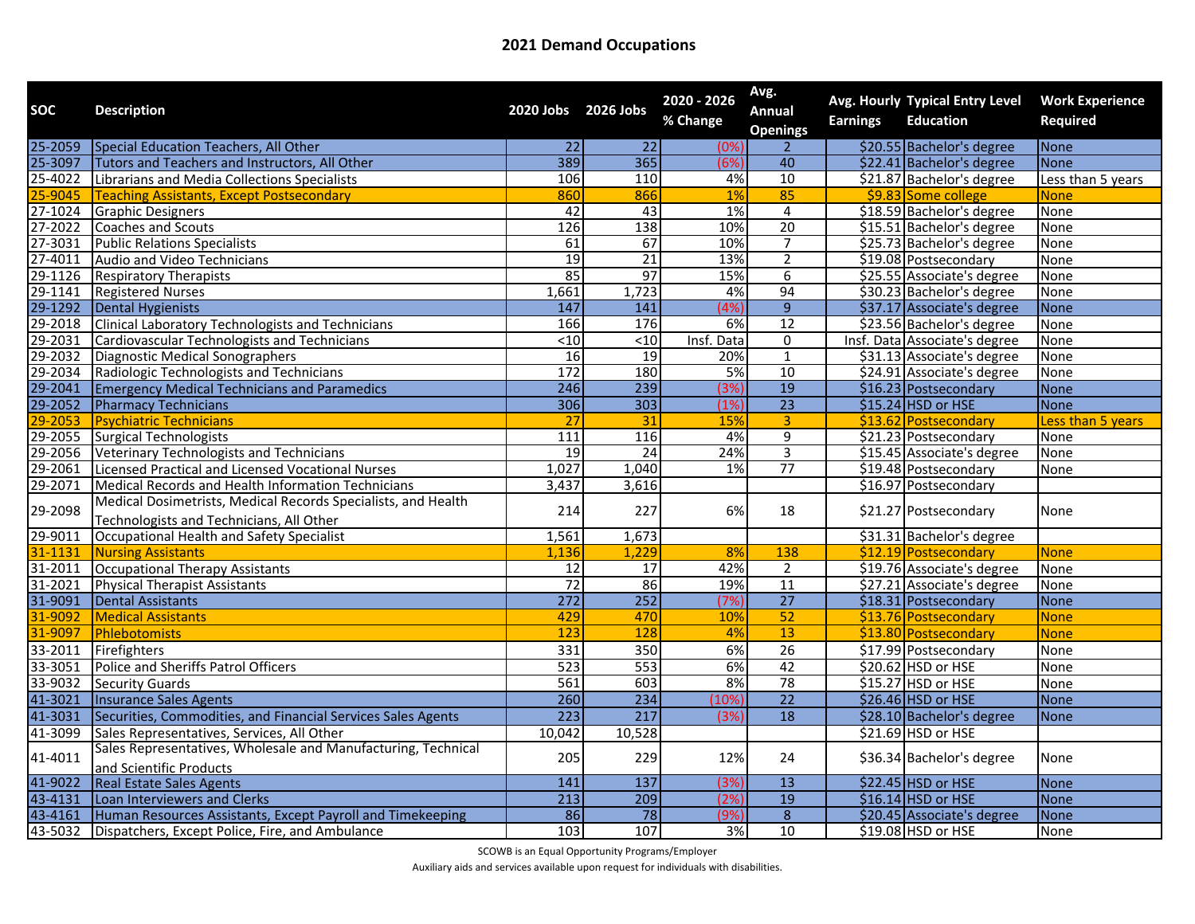# 2021 Demand Occupations

| SOC | Description | 2020 Jobs | 2026 Jobs | 2020 - 2026 % Change | Avg. Annual Openings | Avg. Hourly Earnings | Typical Entry Level Education | Work Experience Required |
|---|---|---|---|---|---|---|---|---|
| 25-2059 | Special Education Teachers, All Other | 22 | 22 | (0%) | 2 | $20.55 | Bachelor's degree | None |
| 25-3097 | Tutors and Teachers and Instructors, All Other | 389 | 365 | (6%) | 40 | $22.41 | Bachelor's degree | None |
| 25-4022 | Librarians and Media Collections Specialists | 106 | 110 | 4% | 10 | $21.87 | Bachelor's degree | Less than 5 years |
| 25-9045 | Teaching Assistants, Except Postsecondary | 860 | 866 | 1% | 85 | $9.83 | Some college | None |
| 27-1024 | Graphic Designers | 42 | 43 | 1% | 4 | $18.59 | Bachelor's degree | None |
| 27-2022 | Coaches and Scouts | 126 | 138 | 10% | 20 | $15.51 | Bachelor's degree | None |
| 27-3031 | Public Relations Specialists | 61 | 67 | 10% | 7 | $25.73 | Bachelor's degree | None |
| 27-4011 | Audio and Video Technicians | 19 | 21 | 13% | 2 | $19.08 | Postsecondary | None |
| 29-1126 | Respiratory Therapists | 85 | 97 | 15% | 6 | $25.55 | Associate's degree | None |
| 29-1141 | Registered Nurses | 1,661 | 1,723 | 4% | 94 | $30.23 | Bachelor's degree | None |
| 29-1292 | Dental Hygienists | 147 | 141 | (4%) | 9 | $37.17 | Associate's degree | None |
| 29-2018 | Clinical Laboratory Technologists and Technicians | 166 | 176 | 6% | 12 | $23.56 | Bachelor's degree | None |
| 29-2031 | Cardiovascular Technologists and Technicians | <10 | <10 | Insf. Data | 0 | Insf. Data | Associate's degree | None |
| 29-2032 | Diagnostic Medical Sonographers | 16 | 19 | 20% | 1 | $31.13 | Associate's degree | None |
| 29-2034 | Radiologic Technologists and Technicians | 172 | 180 | 5% | 10 | $24.91 | Associate's degree | None |
| 29-2041 | Emergency Medical Technicians and Paramedics | 246 | 239 | (3%) | 19 | $16.23 | Postsecondary | None |
| 29-2052 | Pharmacy Technicians | 306 | 303 | (1%) | 23 | $15.24 | HSD or HSE | None |
| 29-2053 | Psychiatric Technicians | 27 | 31 | 15% | 3 | $13.62 | Postsecondary | Less than 5 years |
| 29-2055 | Surgical Technologists | 111 | 116 | 4% | 9 | $21.23 | Postsecondary | None |
| 29-2056 | Veterinary Technologists and Technicians | 19 | 24 | 24% | 3 | $15.45 | Associate's degree | None |
| 29-2061 | Licensed Practical and Licensed Vocational Nurses | 1,027 | 1,040 | 1% | 77 | $19.48 | Postsecondary | None |
| 29-2071 | Medical Records and Health Information Technicians | 3,437 | 3,616 | | | $16.97 | Postsecondary | |
| 29-2098 | Medical Dosimetrists, Medical Records Specialists, and Health Technologists and Technicians, All Other | 214 | 227 | 6% | 18 | $21.27 | Postsecondary | None |
| 29-9011 | Occupational Health and Safety Specialist | 1,561 | 1,673 | | | $31.31 | Bachelor's degree | |
| 31-1131 | Nursing Assistants | 1,136 | 1,229 | 8% | 138 | $12.19 | Postsecondary | None |
| 31-2011 | Occupational Therapy Assistants | 12 | 17 | 42% | 2 | $19.76 | Associate's degree | None |
| 31-2021 | Physical Therapist Assistants | 72 | 86 | 19% | 11 | $27.21 | Associate's degree | None |
| 31-9091 | Dental Assistants | 272 | 252 | (7%) | 27 | $18.31 | Postsecondary | None |
| 31-9092 | Medical Assistants | 429 | 470 | 10% | 52 | $13.76 | Postsecondary | None |
| 31-9097 | Phlebotomists | 123 | 128 | 4% | 13 | $13.80 | Postsecondary | None |
| 33-2011 | Firefighters | 331 | 350 | 6% | 26 | $17.99 | Postsecondary | None |
| 33-3051 | Police and Sheriffs Patrol Officers | 523 | 553 | 6% | 42 | $20.62 | HSD or HSE | None |
| 33-9032 | Security Guards | 561 | 603 | 8% | 78 | $15.27 | HSD or HSE | None |
| 41-3021 | Insurance Sales Agents | 260 | 234 | (10%) | 22 | $26.46 | HSD or HSE | None |
| 41-3031 | Securities, Commodities, and Financial Services Sales Agents | 223 | 217 | (3%) | 18 | $28.10 | Bachelor's degree | None |
| 41-3099 | Sales Representatives, Services, All Other | 10,042 | 10,528 | | | $21.69 | HSD or HSE | |
| 41-4011 | Sales Representatives, Wholesale and Manufacturing, Technical and Scientific Products | 205 | 229 | 12% | 24 | $36.34 | Bachelor's degree | None |
| 41-9022 | Real Estate Sales Agents | 141 | 137 | (3%) | 13 | $22.45 | HSD or HSE | None |
| 43-4131 | Loan Interviewers and Clerks | 213 | 209 | (2%) | 19 | $16.14 | HSD or HSE | None |
| 43-4161 | Human Resources Assistants, Except Payroll and Timekeeping | 86 | 78 | (9%) | 8 | $20.45 | Associate's degree | None |
| 43-5032 | Dispatchers, Except Police, Fire, and Ambulance | 103 | 107 | 3% | 10 | $19.08 | HSD or HSE | None |

SCOWB is an Equal Opportunity Programs/Employer

Auxiliary aids and services available upon request for individuals with disabilities.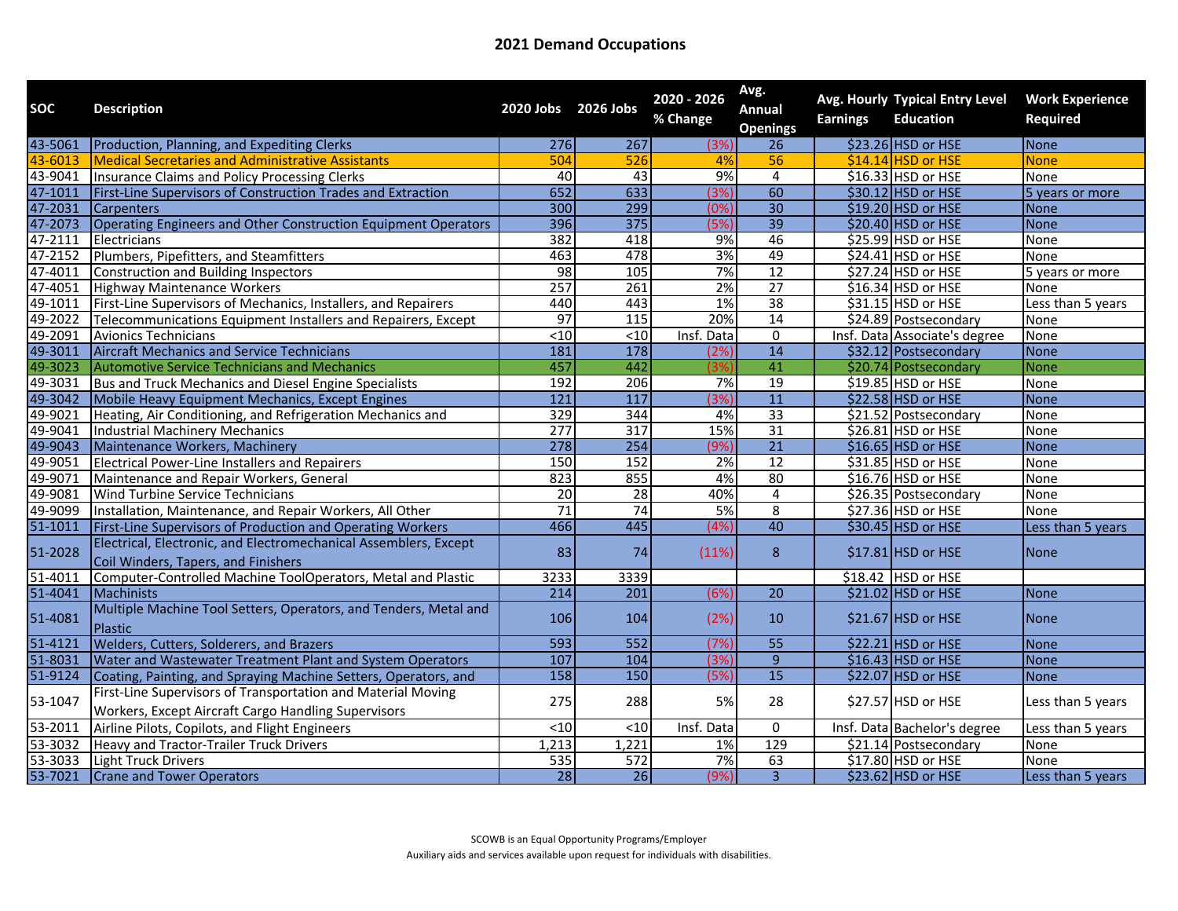## 2021 Demand Occupations

| SOC | Description | 2020 Jobs | 2026 Jobs | 2020 - 2026 % Change | Avg. Annual Openings | Avg. Hourly Earnings | Typical Entry Level Education | Work Experience Required |
|---|---|---|---|---|---|---|---|---|
| 43-5061 | Production, Planning, and Expediting Clerks | 276 | 267 | (3%) | 26 | $23.26 | HSD or HSE | None |
| 43-6013 | Medical Secretaries and Administrative Assistants | 504 | 526 | 4% | 56 | $14.14 | HSD or HSE | None |
| 43-9041 | Insurance Claims and Policy Processing Clerks | 40 | 43 | 9% | 4 | $16.33 | HSD or HSE | None |
| 47-1011 | First-Line Supervisors of Construction Trades and Extraction | 652 | 633 | (3%) | 60 | $30.12 | HSD or HSE | 5 years or more |
| 47-2031 | Carpenters | 300 | 299 | (0%) | 30 | $19.20 | HSD or HSE | None |
| 47-2073 | Operating Engineers and Other Construction Equipment Operators | 396 | 375 | (5%) | 39 | $20.40 | HSD or HSE | None |
| 47-2111 | Electricians | 382 | 418 | 9% | 46 | $25.99 | HSD or HSE | None |
| 47-2152 | Plumbers, Pipefitters, and Steamfitters | 463 | 478 | 3% | 49 | $24.41 | HSD or HSE | None |
| 47-4011 | Construction and Building Inspectors | 98 | 105 | 7% | 12 | $27.24 | HSD or HSE | 5 years or more |
| 47-4051 | Highway Maintenance Workers | 257 | 261 | 2% | 27 | $16.34 | HSD or HSE | None |
| 49-1011 | First-Line Supervisors of Mechanics, Installers, and Repairers | 440 | 443 | 1% | 38 | $31.15 | HSD or HSE | Less than 5 years |
| 49-2022 | Telecommunications Equipment Installers and Repairers, Except | 97 | 115 | 20% | 14 | $24.89 | Postsecondary | None |
| 49-2091 | Avionics Technicians | <10 | <10 | Insf. Data | 0 | Insf. Data | Associate's degree | None |
| 49-3011 | Aircraft Mechanics and Service Technicians | 181 | 178 | (2%) | 14 | $32.12 | Postsecondary | None |
| 49-3023 | Automotive Service Technicians and Mechanics | 457 | 442 | (3%) | 41 | $20.74 | Postsecondary | None |
| 49-3031 | Bus and Truck Mechanics and Diesel Engine Specialists | 192 | 206 | 7% | 19 | $19.85 | HSD or HSE | None |
| 49-3042 | Mobile Heavy Equipment Mechanics, Except Engines | 121 | 117 | (3%) | 11 | $22.58 | HSD or HSE | None |
| 49-9021 | Heating, Air Conditioning, and Refrigeration Mechanics and | 329 | 344 | 4% | 33 | $21.52 | Postsecondary | None |
| 49-9041 | Industrial Machinery Mechanics | 277 | 317 | 15% | 31 | $26.81 | HSD or HSE | None |
| 49-9043 | Maintenance Workers, Machinery | 278 | 254 | (9%) | 21 | $16.65 | HSD or HSE | None |
| 49-9051 | Electrical Power-Line Installers and Repairers | 150 | 152 | 2% | 12 | $31.85 | HSD or HSE | None |
| 49-9071 | Maintenance and Repair Workers, General | 823 | 855 | 4% | 80 | $16.76 | HSD or HSE | None |
| 49-9081 | Wind Turbine Service Technicians | 20 | 28 | 40% | 4 | $26.35 | Postsecondary | None |
| 49-9099 | Installation, Maintenance, and Repair Workers, All Other | 71 | 74 | 5% | 8 | $27.36 | HSD or HSE | None |
| 51-1011 | First-Line Supervisors of Production and Operating Workers | 466 | 445 | (4%) | 40 | $30.45 | HSD or HSE | Less than 5 years |
| 51-2028 | Electrical, Electronic, and Electromechanical Assemblers, Except Coil Winders, Tapers, and Finishers | 83 | 74 | (11%) | 8 | $17.81 | HSD or HSE | None |
| 51-4011 | Computer-Controlled Machine ToolOperators, Metal and Plastic | 3233 | 3339 | | | $18.42 | HSD or HSE | |
| 51-4041 | Machinists | 214 | 201 | (6%) | 20 | $21.02 | HSD or HSE | None |
| 51-4081 | Multiple Machine Tool Setters, Operators, and Tenders, Metal and Plastic | 106 | 104 | (2%) | 10 | $21.67 | HSD or HSE | None |
| 51-4121 | Welders, Cutters, Solderers, and Brazers | 593 | 552 | (7%) | 55 | $22.21 | HSD or HSE | None |
| 51-8031 | Water and Wastewater Treatment Plant and System Operators | 107 | 104 | (3%) | 9 | $16.43 | HSD or HSE | None |
| 51-9124 | Coating, Painting, and Spraying Machine Setters, Operators, and | 158 | 150 | (5%) | 15 | $22.07 | HSD or HSE | None |
| 53-1047 | First-Line Supervisors of Transportation and Material Moving Workers, Except Aircraft Cargo Handling Supervisors | 275 | 288 | 5% | 28 | $27.57 | HSD or HSE | Less than 5 years |
| 53-2011 | Airline Pilots, Copilots, and Flight Engineers | <10 | <10 | Insf. Data | 0 | Insf. Data | Bachelor's degree | Less than 5 years |
| 53-3032 | Heavy and Tractor-Trailer Truck Drivers | 1,213 | 1,221 | 1% | 129 | $21.14 | Postsecondary | None |
| 53-3033 | Light Truck Drivers | 535 | 572 | 7% | 63 | $17.80 | HSD or HSE | None |
| 53-7021 | Crane and Tower Operators | 28 | 26 | (9%) | 3 | $23.62 | HSD or HSE | Less than 5 years |

SCOWB is an Equal Opportunity Programs/Employer

Auxiliary aids and services available upon request for individuals with disabilities.